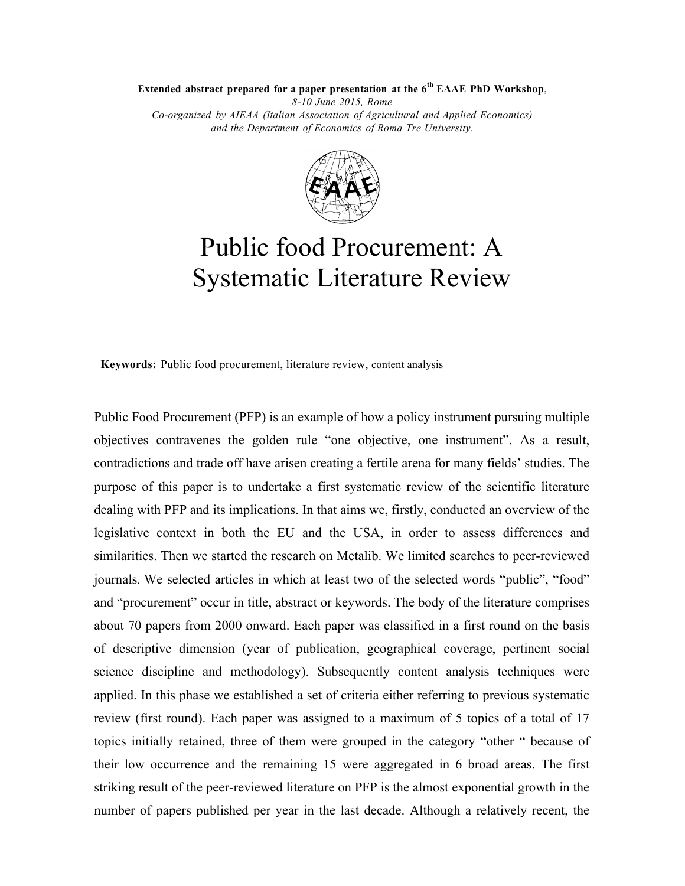**Extended abstract prepared for a paper presentation at the 6th EAAE PhD Workshop**,

*8-10 June 2015, Rome*

*Co-organized by AIEAA (Italian Association of Agricultural and Applied Economics) and the Department of Economics of Roma Tre University.*

# Public food Procurement: A Systematic Literature Review

**Keywords:** Public food procurement, literature review, content analysis

Public Food Procurement (PFP) is an example of how a policy instrument pursuing multiple objectives contravenes the golden rule "one objective, one instrument". As a result, contradictions and trade off have arisen creating a fertile arena for many fields' studies. The purpose of this paper is to undertake a first systematic review of the scientific literature dealing with PFP and its implications. In that aims we, firstly, conducted an overview of the legislative context in both the EU and the USA, in order to assess differences and similarities. Then we started the research on Metalib. We limited searches to peer-reviewed journals. We selected articles in which at least two of the selected words "public", "food" and "procurement" occur in title, abstract or keywords. The body of the literature comprises about 70 papers from 2000 onward. Each paper was classified in a first round on the basis of descriptive dimension (year of publication, geographical coverage, pertinent social science discipline and methodology). Subsequently content analysis techniques were applied. In this phase we established a set of criteria either referring to previous systematic review (first round). Each paper was assigned to a maximum of 5 topics of a total of 17 topics initially retained, three of them were grouped in the category "other " because of their low occurrence and the remaining 15 were aggregated in 6 broad areas. The first striking result of the peer-reviewed literature on PFP is the almost exponential growth in the number of papers published per year in the last decade. Although a relatively recent, the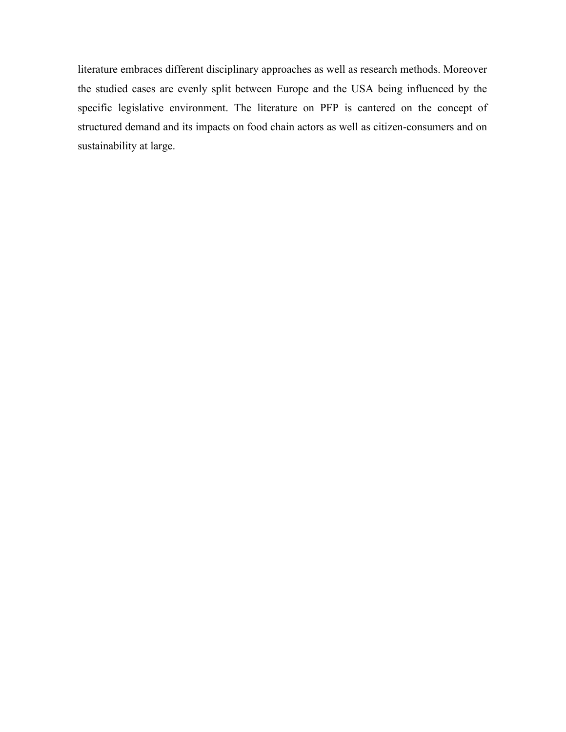literature embraces different disciplinary approaches as well as research methods. Moreover the studied cases are evenly split between Europe and the USA being influenced by the specific legislative environment. The literature on PFP is cantered on the concept of structured demand and its impacts on food chain actors as well as citizen-consumers and on sustainability at large.